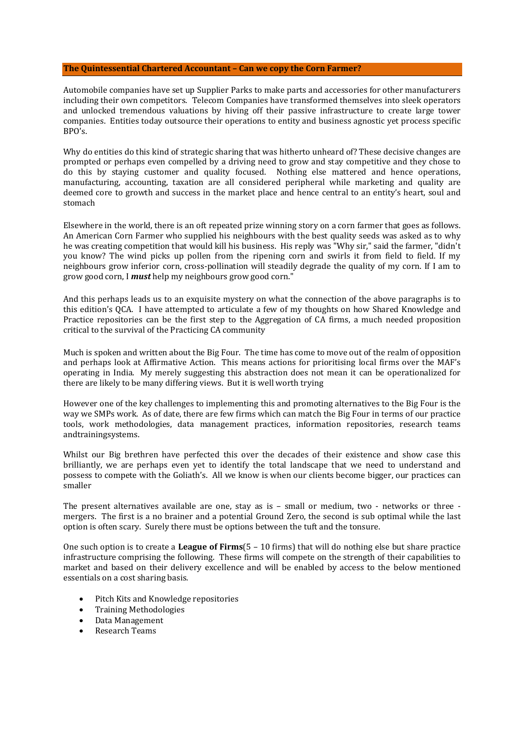**The Quintessential Chartered Accountant – Can we copy the Corn Farmer?**

Automobile companies have set up Supplier Parks to make parts and accessories for other manufacturers including their own competitors. Telecom Companies have transformed themselves into sleek operators and unlocked tremendous valuations by hiving off their passive infrastructure to create large tower companies. Entities today outsource their operations to entity and business agnostic yet process specific BPO's.

Why do entities do this kind of strategic sharing that was hitherto unheard of? These decisive changes are prompted or perhaps even compelled by a driving need to grow and stay competitive and they chose to do this by staying customer and quality focused. Nothing else mattered and hence operations, manufacturing, accounting, taxation are all considered peripheral while marketing and quality are deemed core to growth and success in the market place and hence central to an entity's heart, soul and stomach

Elsewhere in the world, there is an oft repeated prize winning story on a corn farmer that goes as follows. An American Corn Farmer who supplied his neighbours with the best quality seeds was asked as to why he was creating competition that would kill his business. His reply was "Why sir," said the farmer, "didn't you know? The wind picks up pollen from the ripening corn and swirls it from field to field. If my neighbours grow inferior corn, cross-pollination will steadily degrade the quality of my corn. If I am to grow good corn, I ***must*** help my neighbours grow good corn."

And this perhaps leads us to an exquisite mystery on what the connection of the above paragraphs is to this edition's QCA. I have attempted to articulate a few of my thoughts on how Shared Knowledge and Practice repositories can be the first step to the Aggregation of CA firms, a much needed proposition critical to the survival of the Practicing CA community

Much is spoken and written about the Big Four. The time has come to move out of the realm of opposition and perhaps look at Affirmative Action. This means actions for prioritising local firms over the MAF's operating in India. My merely suggesting this abstraction does not mean it can be operationalized for there are likely to be many differing views. But it is well worth trying

However one of the key challenges to implementing this and promoting alternatives to the Big Four is the way we SMPs work. As of date, there are few firms which can match the Big Four in terms of our practice tools, work methodologies, data management practices, information repositories, research teams andtrainingsystems.

Whilst our Big brethren have perfected this over the decades of their existence and show case this brilliantly, we are perhaps even yet to identify the total landscape that we need to understand and possess to compete with the Goliath's. All we know is when our clients become bigger, our practices can smaller

The present alternatives available are one, stay as is – small or medium, two - networks or three - mergers. The first is a no brainer and a potential Ground Zero, the second is sub optimal while the last option is often scary. Surely there must be options between the tuft and the tonsure.

One such option is to create a **League of Firms**(5 – 10 firms) that will do nothing else but share practice infrastructure comprising the following. These firms will compete on the strength of their capabilities to market and based on their delivery excellence and will be enabled by access to the below mentioned essentials on a cost sharing basis.

- Pitch Kits and Knowledge repositories
- Training Methodologies
- Data Management
- Research Teams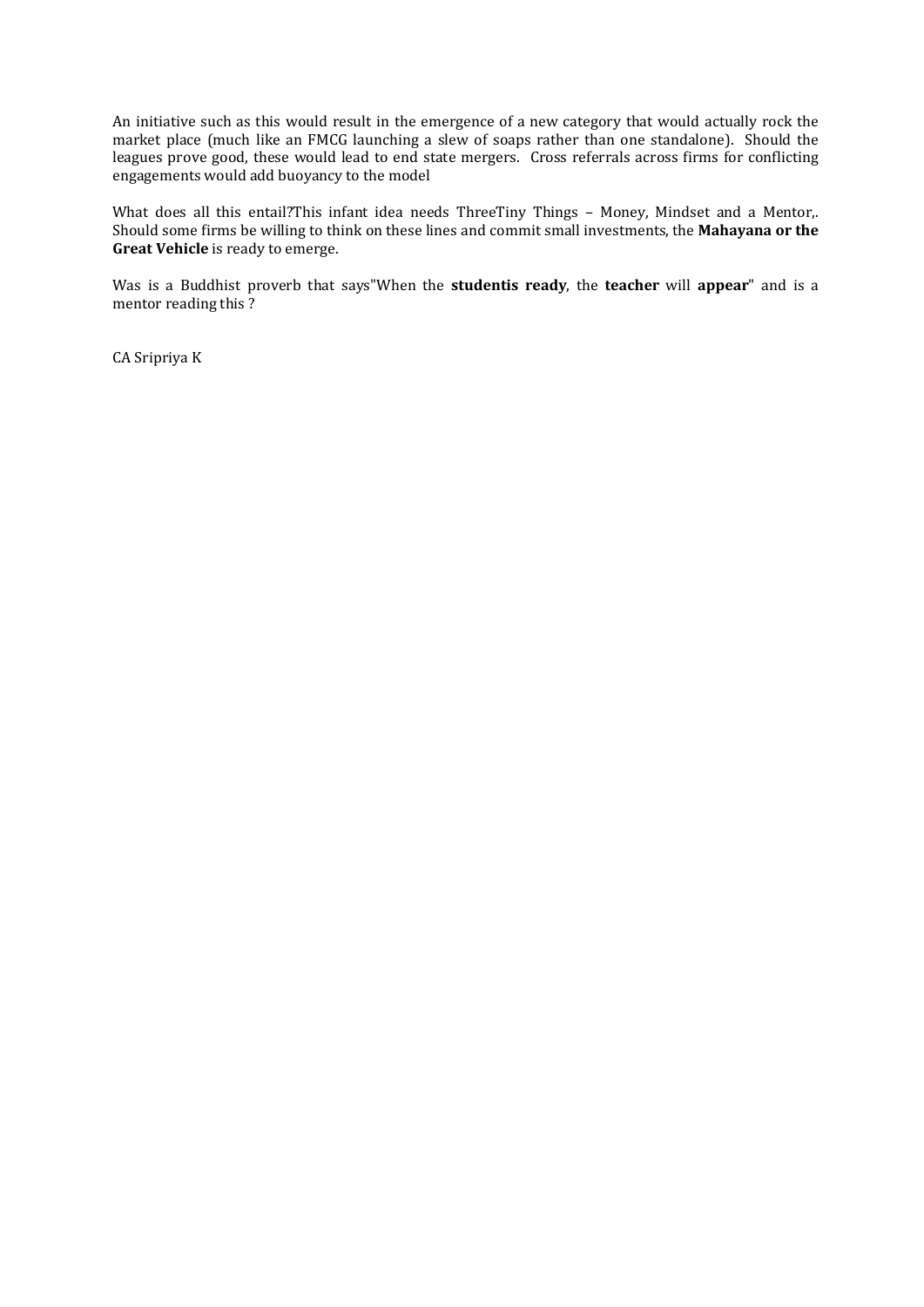An initiative such as this would result in the emergence of a new category that would actually rock the market place (much like an FMCG launching a slew of soaps rather than one standalone). Should the leagues prove good, these would lead to end state mergers. Cross referrals across firms for conflicting engagements would add buoyancy to the model

What does all this entail?This infant idea needs ThreeTiny Things – Money, Mindset and a Mentor,. Should some firms be willing to think on these lines and commit small investments, the **Mahayana or the Great Vehicle** is ready to emerge.

Was is a Buddhist proverb that says"When the **studentis ready**, the **teacher** will **appear**" and is a mentor reading this ?

CA Sripriya K